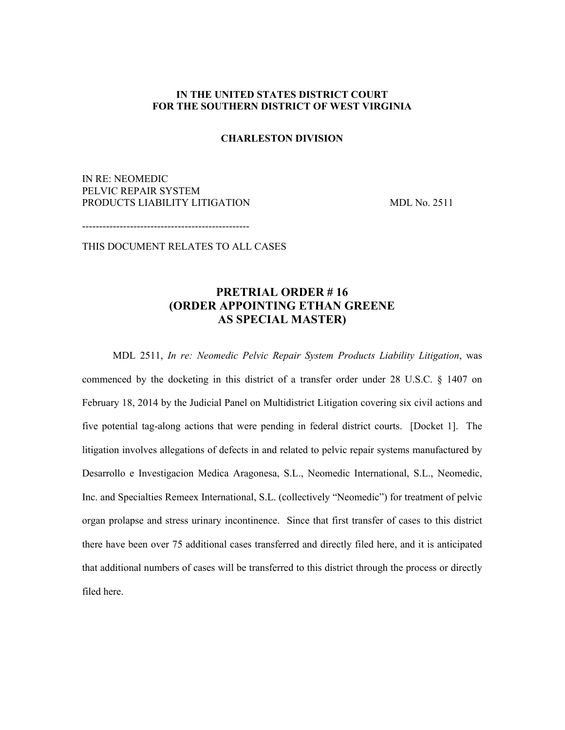**IN THE UNITED STATES DISTRICT COURT**
**FOR THE SOUTHERN DISTRICT OF WEST VIRGINIA**

**CHARLESTON DIVISION**

IN RE: NEOMEDIC
PELVIC REPAIR SYSTEM
PRODUCTS LIABILITY LITIGATION MDL No. 2511

------------------------------------------------

THIS DOCUMENT RELATES TO ALL CASES

# PRETRIAL ORDER # 16
# (ORDER APPOINTING ETHAN GREENE AS SPECIAL MASTER)

MDL 2511, *In re: Neomedic Pelvic Repair System Products Liability Litigation*, was commenced by the docketing in this district of a transfer order under 28 U.S.C. § 1407 on February 18, 2014 by the Judicial Panel on Multidistrict Litigation covering six civil actions and five potential tag-along actions that were pending in federal district courts. [Docket 1]. The litigation involves allegations of defects in and related to pelvic repair systems manufactured by Desarrollo e Investigacion Medica Aragonesa, S.L., Neomedic International, S.L., Neomedic, Inc. and Specialties Remeex International, S.L. (collectively "Neomedic") for treatment of pelvic organ prolapse and stress urinary incontinence. Since that first transfer of cases to this district there have been over 75 additional cases transferred and directly filed here, and it is anticipated that additional numbers of cases will be transferred to this district through the process or directly filed here.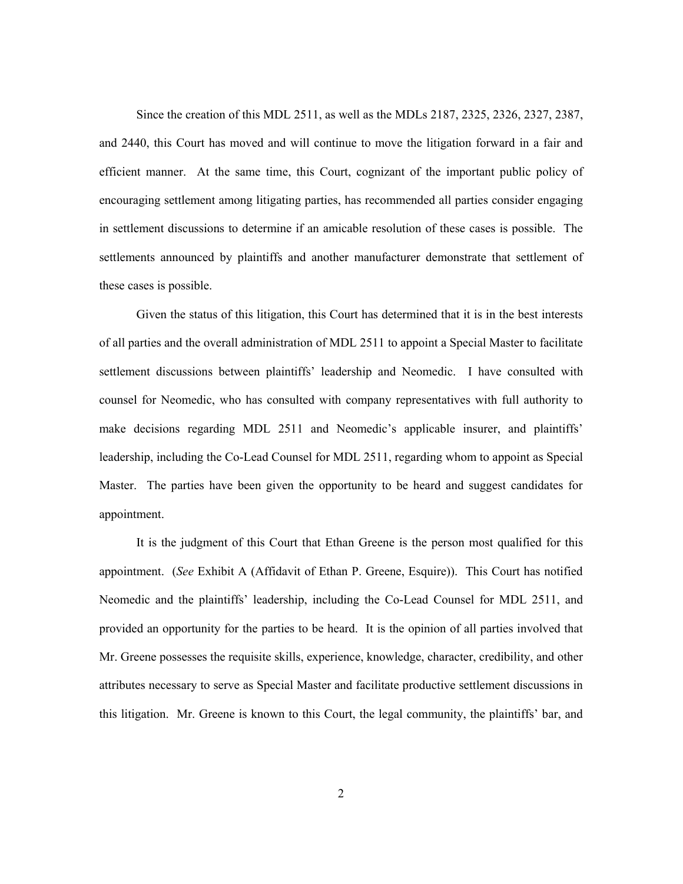Since the creation of this MDL 2511, as well as the MDLs 2187, 2325, 2326, 2327, 2387, and 2440, this Court has moved and will continue to move the litigation forward in a fair and efficient manner. At the same time, this Court, cognizant of the important public policy of encouraging settlement among litigating parties, has recommended all parties consider engaging in settlement discussions to determine if an amicable resolution of these cases is possible. The settlements announced by plaintiffs and another manufacturer demonstrate that settlement of these cases is possible.

Given the status of this litigation, this Court has determined that it is in the best interests of all parties and the overall administration of MDL 2511 to appoint a Special Master to facilitate settlement discussions between plaintiffs' leadership and Neomedic. I have consulted with counsel for Neomedic, who has consulted with company representatives with full authority to make decisions regarding MDL 2511 and Neomedic's applicable insurer, and plaintiffs' leadership, including the Co-Lead Counsel for MDL 2511, regarding whom to appoint as Special Master. The parties have been given the opportunity to be heard and suggest candidates for appointment.

It is the judgment of this Court that Ethan Greene is the person most qualified for this appointment. (*See* Exhibit A (Affidavit of Ethan P. Greene, Esquire)). This Court has notified Neomedic and the plaintiffs' leadership, including the Co-Lead Counsel for MDL 2511, and provided an opportunity for the parties to be heard. It is the opinion of all parties involved that Mr. Greene possesses the requisite skills, experience, knowledge, character, credibility, and other attributes necessary to serve as Special Master and facilitate productive settlement discussions in this litigation. Mr. Greene is known to this Court, the legal community, the plaintiffs' bar, and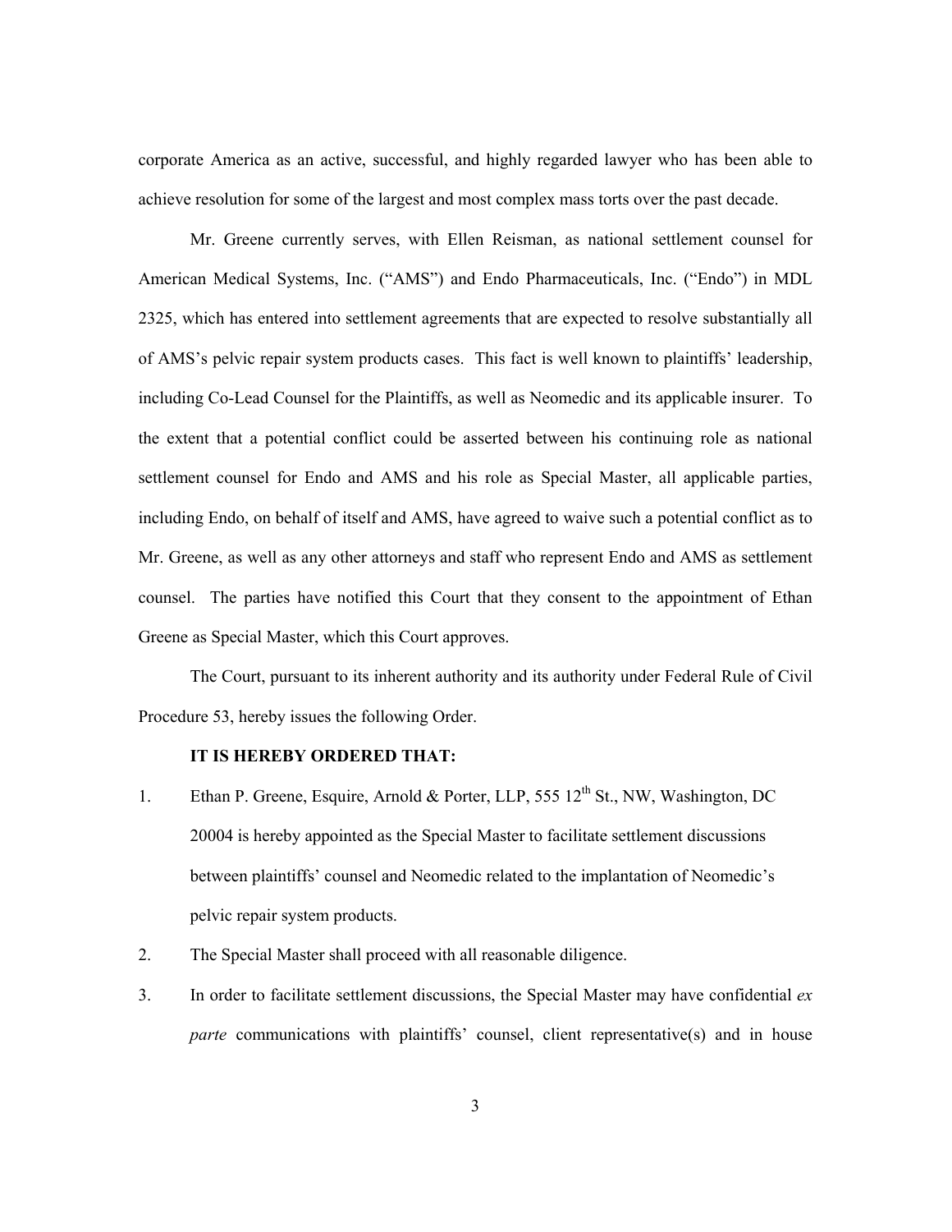corporate America as an active, successful, and highly regarded lawyer who has been able to achieve resolution for some of the largest and most complex mass torts over the past decade.

Mr. Greene currently serves, with Ellen Reisman, as national settlement counsel for American Medical Systems, Inc. ("AMS") and Endo Pharmaceuticals, Inc. ("Endo") in MDL 2325, which has entered into settlement agreements that are expected to resolve substantially all of AMS's pelvic repair system products cases. This fact is well known to plaintiffs' leadership, including Co-Lead Counsel for the Plaintiffs, as well as Neomedic and its applicable insurer. To the extent that a potential conflict could be asserted between his continuing role as national settlement counsel for Endo and AMS and his role as Special Master, all applicable parties, including Endo, on behalf of itself and AMS, have agreed to waive such a potential conflict as to Mr. Greene, as well as any other attorneys and staff who represent Endo and AMS as settlement counsel. The parties have notified this Court that they consent to the appointment of Ethan Greene as Special Master, which this Court approves.

The Court, pursuant to its inherent authority and its authority under Federal Rule of Civil Procedure 53, hereby issues the following Order.

**IT IS HEREBY ORDERED THAT:**

1. Ethan P. Greene, Esquire, Arnold & Porter, LLP, 555 12th St., NW, Washington, DC 20004 is hereby appointed as the Special Master to facilitate settlement discussions between plaintiffs' counsel and Neomedic related to the implantation of Neomedic's pelvic repair system products.
2. The Special Master shall proceed with all reasonable diligence.
3. In order to facilitate settlement discussions, the Special Master may have confidential *ex parte* communications with plaintiffs' counsel, client representative(s) and in house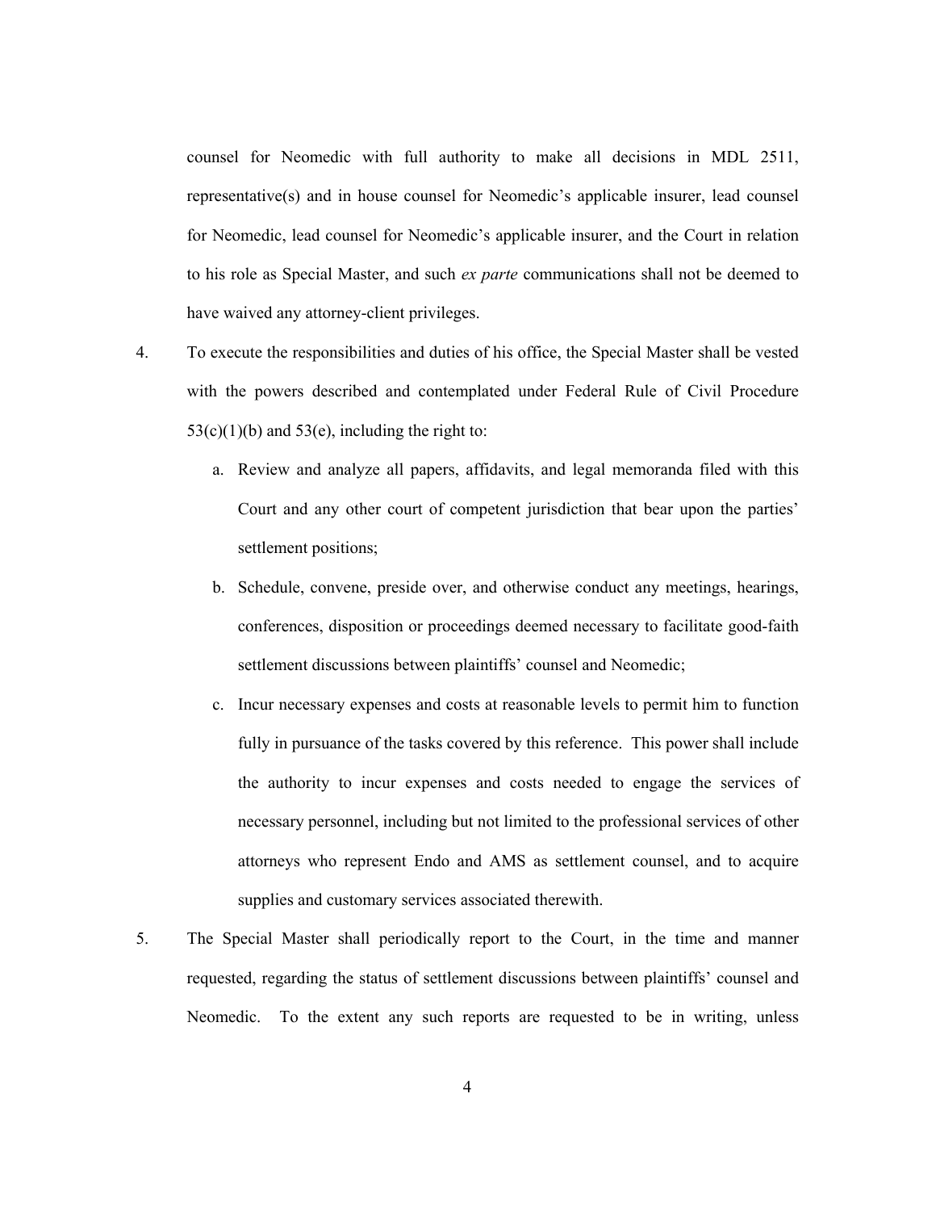counsel for Neomedic with full authority to make all decisions in MDL 2511, representative(s) and in house counsel for Neomedic's applicable insurer, lead counsel for Neomedic, lead counsel for Neomedic's applicable insurer, and the Court in relation to his role as Special Master, and such *ex parte* communications shall not be deemed to have waived any attorney-client privileges.

4. To execute the responsibilities and duties of his office, the Special Master shall be vested with the powers described and contemplated under Federal Rule of Civil Procedure 53(c)(1)(b) and 53(e), including the right to:

   a. Review and analyze all papers, affidavits, and legal memoranda filed with this Court and any other court of competent jurisdiction that bear upon the parties' settlement positions;

   b. Schedule, convene, preside over, and otherwise conduct any meetings, hearings, conferences, disposition or proceedings deemed necessary to facilitate good-faith settlement discussions between plaintiffs' counsel and Neomedic;

   c. Incur necessary expenses and costs at reasonable levels to permit him to function fully in pursuance of the tasks covered by this reference. This power shall include the authority to incur expenses and costs needed to engage the services of necessary personnel, including but not limited to the professional services of other attorneys who represent Endo and AMS as settlement counsel, and to acquire supplies and customary services associated therewith.

5. The Special Master shall periodically report to the Court, in the time and manner requested, regarding the status of settlement discussions between plaintiffs' counsel and Neomedic. To the extent any such reports are requested to be in writing, unless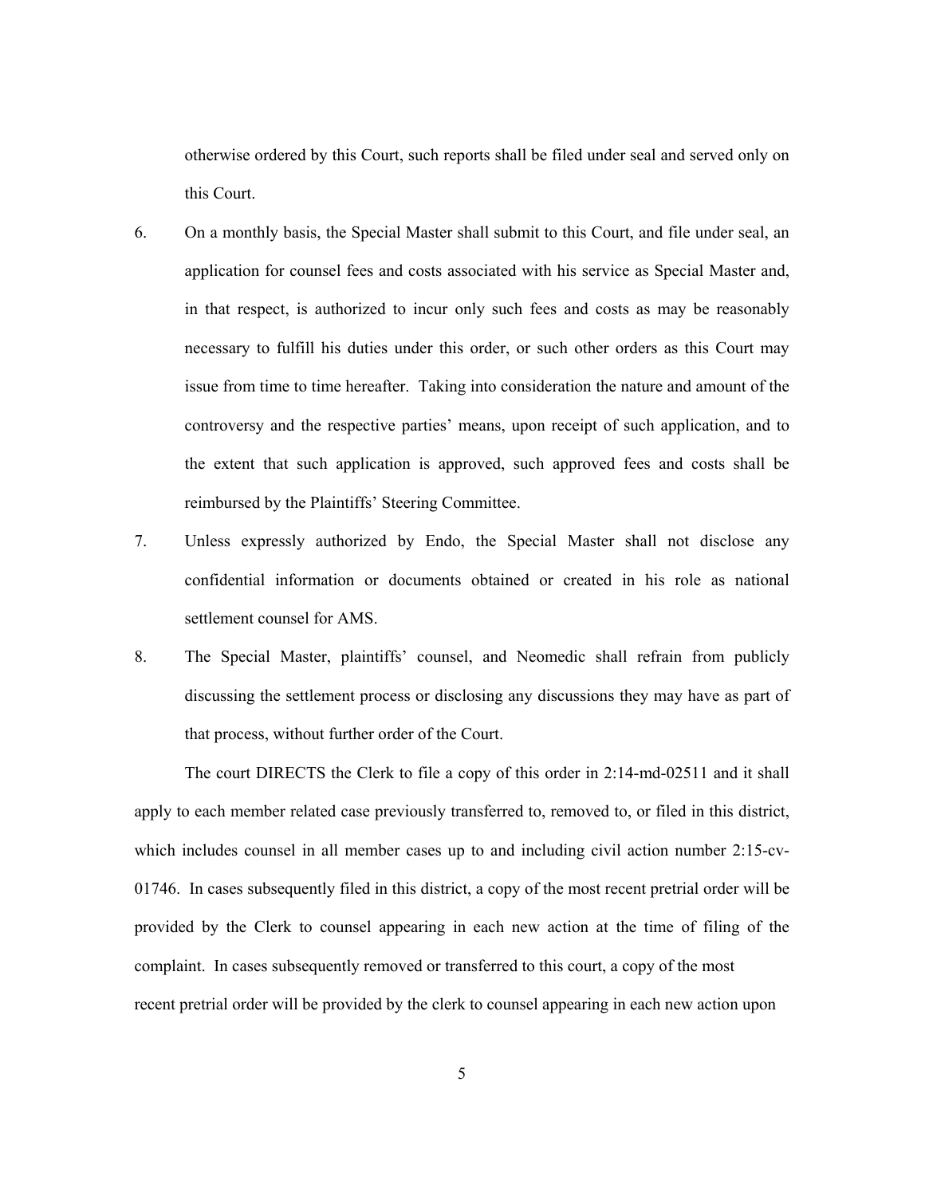otherwise ordered by this Court, such reports shall be filed under seal and served only on this Court.

6. On a monthly basis, the Special Master shall submit to this Court, and file under seal, an application for counsel fees and costs associated with his service as Special Master and, in that respect, is authorized to incur only such fees and costs as may be reasonably necessary to fulfill his duties under this order, or such other orders as this Court may issue from time to time hereafter. Taking into consideration the nature and amount of the controversy and the respective parties' means, upon receipt of such application, and to the extent that such application is approved, such approved fees and costs shall be reimbursed by the Plaintiffs' Steering Committee.

7. Unless expressly authorized by Endo, the Special Master shall not disclose any confidential information or documents obtained or created in his role as national settlement counsel for AMS.

8. The Special Master, plaintiffs' counsel, and Neomedic shall refrain from publicly discussing the settlement process or disclosing any discussions they may have as part of that process, without further order of the Court.

The court DIRECTS the Clerk to file a copy of this order in 2:14-md-02511 and it shall apply to each member related case previously transferred to, removed to, or filed in this district, which includes counsel in all member cases up to and including civil action number 2:15-cv-01746. In cases subsequently filed in this district, a copy of the most recent pretrial order will be provided by the Clerk to counsel appearing in each new action at the time of filing of the complaint. In cases subsequently removed or transferred to this court, a copy of the most recent pretrial order will be provided by the clerk to counsel appearing in each new action upon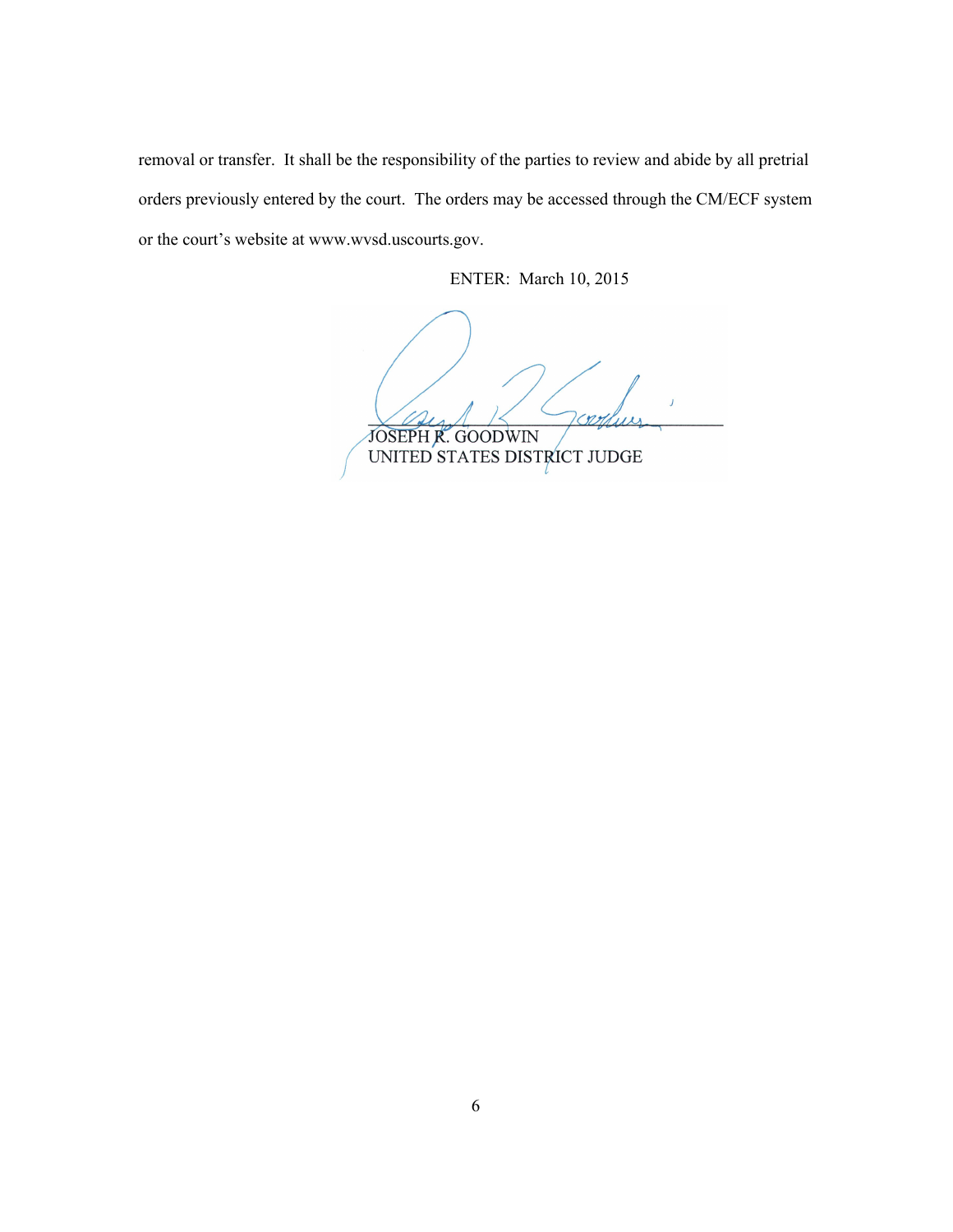removal or transfer. It shall be the responsibility of the parties to review and abide by all pretrial orders previously entered by the court. The orders may be accessed through the CM/ECF system or the court's website at www.wvsd.uscourts.gov.

ENTER: March 10, 2015

JOSEPH R. GOODWIN
UNITED STATES DISTRICT JUDGE